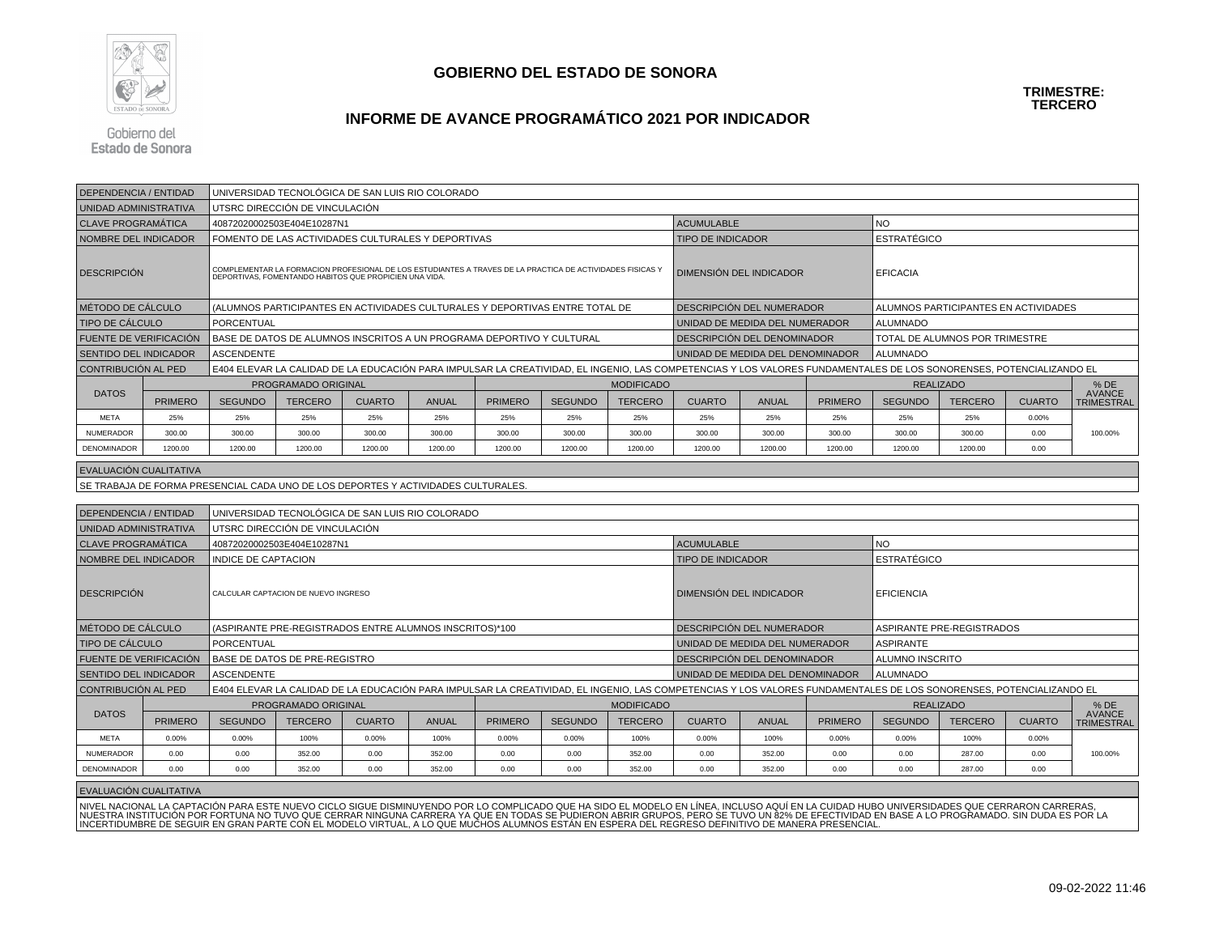# GOBIERNO DEL ESTADO DE SONORA

## INFORME DE AVANCE PROGRAMÁTICO 2021 POR INDICADOR

**TRIMESTRE: TERCERO**

| | |
|---|---|
| DEPENDENCIA / ENTIDAD | UNIVERSIDAD TECNOLÓGICA DE SAN LUIS RIO COLORADO |
| UNIDAD ADMINISTRATIVA | UTSRC DIRECCIÓN DE VINCULACIÓN |
| CLAVE PROGRAMÁTICA | 40872020002503E404E10287N1 |
| ACUMULABLE | NO |
| NOMBRE DEL INDICADOR | FOMENTO DE LAS ACTIVIDADES CULTURALES Y DEPORTIVAS |
| TIPO DE INDICADOR | ESTRATÉGICO |
| DESCRIPCIÓN | COMPLEMENTAR LA FORMACION PROFESIONAL DE LOS ESTUDIANTES A TRAVES DE LA PRACTICA DE ACTIVIDADES FISICAS Y DEPORTIVAS, FOMENTANDO HABITOS QUE PROPICIEN UNA VIDA. |
| DIMENSIÓN DEL INDICADOR | EFICACIA |
| MÉTODO DE CÁLCULO | (ALUMNOS PARTICIPANTES EN ACTIVIDADES CULTURALES Y DEPORTIVAS ENTRE TOTAL DE |
| DESCRIPCIÓN DEL NUMERADOR | ALUMNOS PARTICIPANTES EN ACTIVIDADES |
| TIPO DE CÁLCULO | PORCENTUAL |
| UNIDAD DE MEDIDA DEL NUMERADOR | ALUMNADO |
| FUENTE DE VERIFICACIÓN | BASE DE DATOS DE ALUMNOS INSCRITOS A UN PROGRAMA DEPORTIVO Y CULTURAL |
| DESCRIPCIÓN DEL DENOMINADOR | TOTAL DE ALUMNOS POR TRIMESTRE |
| SENTIDO DEL INDICADOR | ASCENDENTE |
| UNIDAD DE MEDIDA DEL DENOMINADOR | ALUMNADO |
| CONTRIBUCIÓN AL PED | E404 ELEVAR LA CALIDAD DE LA EDUCACIÓN PARA IMPULSAR LA CREATIVIDAD, EL INGENIO, LAS COMPETENCIAS Y LOS VALORES FUNDAMENTALES DE LOS SONORENSES, POTENCIALIZANDO EL |

| DATOS | PROGRAMADO ORIGINAL | | | | | MODIFICADO | | | | | REALIZADO | | | | % DE AVANCE TRIMESTRAL |
|---|---|---|---|---|---|---|---|---|---|---|---|---|---|---|---|
| | PRIMERO | SEGUNDO | TERCERO | CUARTO | ANUAL | PRIMERO | SEGUNDO | TERCERO | CUARTO | ANUAL | PRIMERO | SEGUNDO | TERCERO | CUARTO | |
| META | 25% | 25% | 25% | 25% | 25% | 25% | 25% | 25% | 25% | 25% | 25% | 25% | 25% | 0.00% | 100.00% |
| NUMERADOR | 300.00 | 300.00 | 300.00 | 300.00 | 300.00 | 300.00 | 300.00 | 300.00 | 300.00 | 300.00 | 300.00 | 300.00 | 300.00 | 0.00 | |
| DENOMINADOR | 1200.00 | 1200.00 | 1200.00 | 1200.00 | 1200.00 | 1200.00 | 1200.00 | 1200.00 | 1200.00 | 1200.00 | 1200.00 | 1200.00 | 1200.00 | 0.00 | |

**EVALUACIÓN CUALITATIVA**

SE TRABAJA DE FORMA PRESENCIAL CADA UNO DE LOS DEPORTES Y ACTIVIDADES CULTURALES.

| | |
|---|---|
| DEPENDENCIA / ENTIDAD | UNIVERSIDAD TECNOLÓGICA DE SAN LUIS RIO COLORADO |
| UNIDAD ADMINISTRATIVA | UTSRC DIRECCIÓN DE VINCULACIÓN |
| CLAVE PROGRAMÁTICA | 40872020002503E404E10287N1 |
| ACUMULABLE | NO |
| NOMBRE DEL INDICADOR | INDICE DE CAPTACION |
| TIPO DE INDICADOR | ESTRATÉGICO |
| DESCRIPCIÓN | CALCULAR CAPTACION DE NUEVO INGRESO |
| DIMENSIÓN DEL INDICADOR | EFICIENCIA |
| MÉTODO DE CÁLCULO | (ASPIRANTE PRE-REGISTRADOS ENTRE ALUMNOS INSCRITOS)*100 |
| DESCRIPCIÓN DEL NUMERADOR | ASPIRANTE PRE-REGISTRADOS |
| TIPO DE CÁLCULO | PORCENTUAL |
| UNIDAD DE MEDIDA DEL NUMERADOR | ASPIRANTE |
| FUENTE DE VERIFICACIÓN | BASE DE DATOS DE PRE-REGISTRO |
| DESCRIPCIÓN DEL DENOMINADOR | ALUMNO INSCRITO |
| SENTIDO DEL INDICADOR | ASCENDENTE |
| UNIDAD DE MEDIDA DEL DENOMINADOR | ALUMNADO |
| CONTRIBUCIÓN AL PED | E404 ELEVAR LA CALIDAD DE LA EDUCACIÓN PARA IMPULSAR LA CREATIVIDAD, EL INGENIO, LAS COMPETENCIAS Y LOS VALORES FUNDAMENTALES DE LOS SONORENSES, POTENCIALIZANDO EL |

| DATOS | PROGRAMADO ORIGINAL | | | | | MODIFICADO | | | | | REALIZADO | | | | % DE AVANCE TRIMESTRAL |
|---|---|---|---|---|---|---|---|---|---|---|---|---|---|---|---|
| | PRIMERO | SEGUNDO | TERCERO | CUARTO | ANUAL | PRIMERO | SEGUNDO | TERCERO | CUARTO | ANUAL | PRIMERO | SEGUNDO | TERCERO | CUARTO | |
| META | 0.00% | 0.00% | 100% | 0.00% | 100% | 0.00% | 0.00% | 100% | 0.00% | 100% | 0.00% | 0.00% | 100% | 0.00% | 100.00% |
| NUMERADOR | 0.00 | 0.00 | 352.00 | 0.00 | 352.00 | 0.00 | 0.00 | 352.00 | 0.00 | 352.00 | 0.00 | 0.00 | 287.00 | 0.00 | |
| DENOMINADOR | 0.00 | 0.00 | 352.00 | 0.00 | 352.00 | 0.00 | 0.00 | 352.00 | 0.00 | 352.00 | 0.00 | 0.00 | 287.00 | 0.00 | |

**EVALUACIÓN CUALITATIVA**

NIVEL NACIONAL LA CAPTACIÓN PARA ESTE NUEVO CICLO SIGUE DISMINUYENDO POR LO COMPLICADO QUE HA SIDO EL MODELO EN LÍNEA, INCLUSO AQUÍ EN LA CUIDAD HUBO UNIVERSIDADES QUE CERRARON CARRERAS, NUESTRA INSTITUCIÓN POR FORTUNA NO TUVO QUE CERRAR NINGUNA CARRERA YA QUE EN TODAS SE PUDIERON ABRIR GRUPOS, PERO SE TUVO UN 82% DE EFECTIVIDAD EN BASE A LO PROGRAMADO. SIN DUDA ES POR LA INCERTIDUMBRE DE SEGUIR EN GRAN PARTE CON EL MODELO VIRTUAL, A LO QUE MUCHOS ALUMNOS ESTÁN EN ESPERA DEL REGRESO DEFINITIVO DE MANERA PRESENCIAL.

09-02-2022 11:46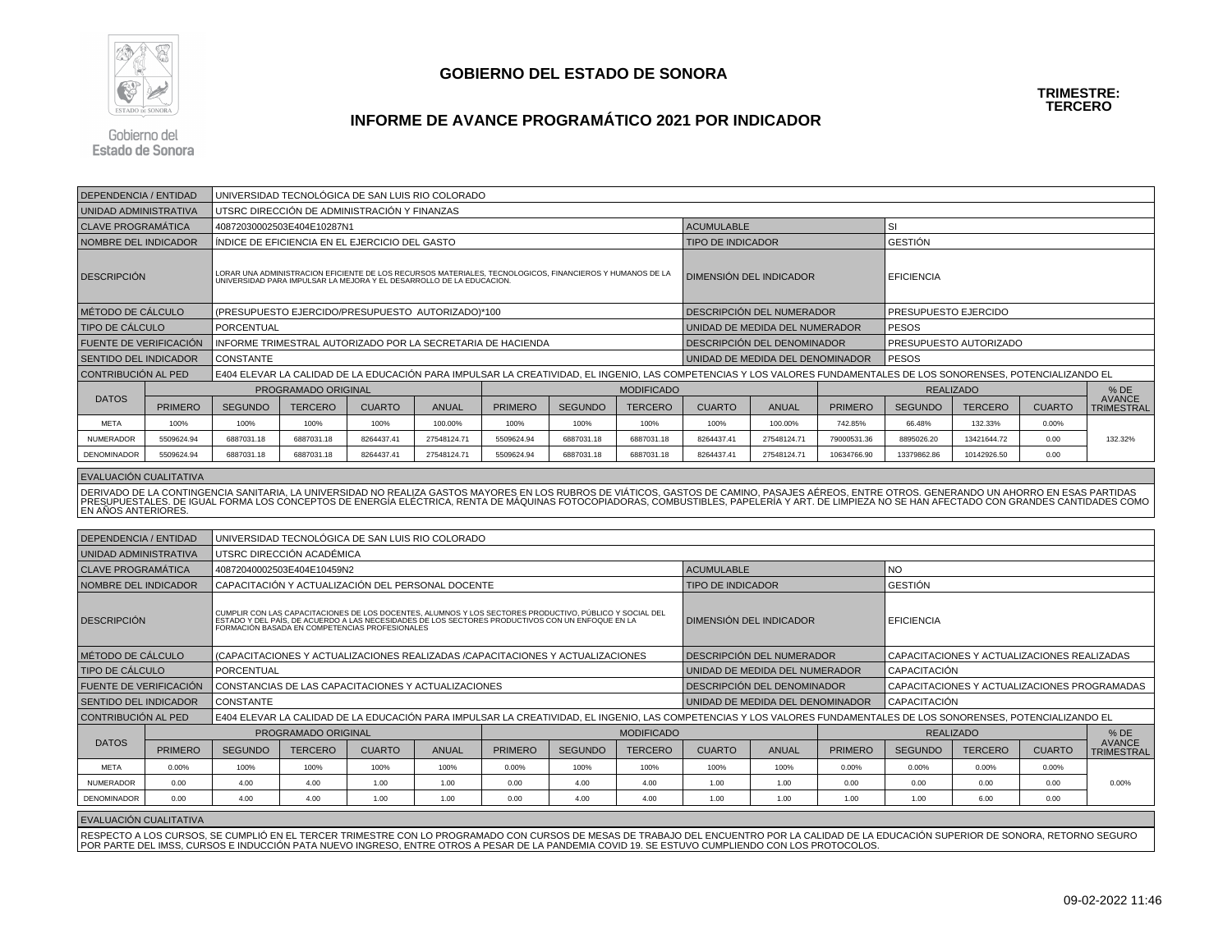# GOBIERNO DEL ESTADO DE SONORA

## INFORME DE AVANCE PROGRAMÁTICO 2021 POR INDICADOR

**TRIMESTRE: TERCERO**

| | | | |
|---|---|---|---|
| DEPENDENCIA / ENTIDAD | UNIVERSIDAD TECNOLÓGICA DE SAN LUIS RIO COLORADO | | |
| UNIDAD ADMINISTRATIVA | UTSRC DIRECCIÓN DE ADMINISTRACIÓN Y FINANZAS | | |
| CLAVE PROGRAMÁTICA | 40872030002503E404E10287N1 | ACUMULABLE | SI |
| NOMBRE DEL INDICADOR | ÍNDICE DE EFICIENCIA EN EL EJERCICIO DEL GASTO | TIPO DE INDICADOR | GESTIÓN |
| DESCRIPCIÓN | LORAR UNA ADMINISTRACION EFICIENTE DE LOS RECURSOS MATERIALES, TECNOLOGICOS, FINANCIEROS Y HUMANOS DE LA UNIVERSIDAD PARA IMPULSAR LA MEJORA Y EL DESARROLLO DE LA EDUCACION. | DIMENSIÓN DEL INDICADOR | EFICIENCIA |
| MÉTODO DE CÁLCULO | (PRESUPUESTO EJERCIDO/PRESUPUESTO AUTORIZADO)*100 | DESCRIPCIÓN DEL NUMERADOR | PRESUPUESTO EJERCIDO |
| TIPO DE CÁLCULO | PORCENTUAL | UNIDAD DE MEDIDA DEL NUMERADOR | PESOS |
| FUENTE DE VERIFICACIÓN | INFORME TRIMESTRAL AUTORIZADO POR LA SECRETARIA DE HACIENDA | DESCRIPCIÓN DEL DENOMINADOR | PRESUPUESTO AUTORIZADO |
| SENTIDO DEL INDICADOR | CONSTANTE | UNIDAD DE MEDIDA DEL DENOMINADOR | PESOS |
| CONTRIBUCIÓN AL PED | E404 ELEVAR LA CALIDAD DE LA EDUCACIÓN PARA IMPULSAR LA CREATIVIDAD, EL INGENIO, LAS COMPETENCIAS Y LOS VALORES FUNDAMENTALES DE LOS SONORENSES, POTENCIALIZANDO EL | | |

| DATOS | PROGRAMADO ORIGINAL | | | | | MODIFICADO | | | | | REALIZADO | | | | % DE AVANCE TRIMESTRAL |
|---|---|---|---|---|---|---|---|---|---|---|---|---|---|---|---|
| | PRIMERO | SEGUNDO | TERCERO | CUARTO | ANUAL | PRIMERO | SEGUNDO | TERCERO | CUARTO | ANUAL | PRIMERO | SEGUNDO | TERCERO | CUARTO | |
| META | 100% | 100% | 100% | 100% | 100.00% | 100% | 100% | 100% | 100% | 100.00% | 742.85% | 66.48% | 132.33% | 0.00% | 132.32% |
| NUMERADOR | 5509624.94 | 6887031.18 | 6887031.18 | 8264437.41 | 27548124.71 | 5509624.94 | 6887031.18 | 6887031.18 | 8264437.41 | 27548124.71 | 79000531.36 | 8895026.20 | 13421644.72 | 0.00 | |
| DENOMINADOR | 5509624.94 | 6887031.18 | 6887031.18 | 8264437.41 | 27548124.71 | 5509624.94 | 6887031.18 | 6887031.18 | 8264437.41 | 27548124.71 | 10634766.90 | 13379862.86 | 10142926.50 | 0.00 | |

**EVALUACIÓN CUALITATIVA**

DERIVADO DE LA CONTINGENCIA SANITARIA, LA UNIVERSIDAD NO REALIZA GASTOS MAYORES EN LOS RUBROS DE VIÁTICOS, GASTOS DE CAMINO, PASAJES AÉREOS, ENTRE OTROS. GENERANDO UN AHORRO EN ESAS PARTIDAS PRESUPUESTALES. DE IGUAL FORMA LOS CONCEPTOS DE ENERGÍA ELÉCTRICA, RENTA DE MÁQUINAS FOTOCOPIADORAS, COMBUSTIBLES, PAPELERÍA Y ART. DE LIMPIEZA NO SE HAN AFECTADO CON GRANDES CANTIDADES COMO EN AÑOS ANTERIORES.

| | | | |
|---|---|---|---|
| DEPENDENCIA / ENTIDAD | UNIVERSIDAD TECNOLÓGICA DE SAN LUIS RIO COLORADO | | |
| UNIDAD ADMINISTRATIVA | UTSRC DIRECCIÓN ACADÉMICA | | |
| CLAVE PROGRAMÁTICA | 40872040002503E404E10459N2 | ACUMULABLE | NO |
| NOMBRE DEL INDICADOR | CAPACITACIÓN Y ACTUALIZACIÓN DEL PERSONAL DOCENTE | TIPO DE INDICADOR | GESTIÓN |
| DESCRIPCIÓN | CUMPLIR CON LAS CAPACITACIONES DE LOS DOCENTES, ALUMNOS Y LOS SECTORES PRODUCTIVO, PÚBLICO Y SOCIAL DEL ESTADO Y DEL PAÍS, DE ACUERDO A LAS NECESIDADES DE LOS SECTORES PRODUCTIVOS CON UN ENFOQUE EN LA FORMACIÓN BASADA EN COMPETENCIAS PROFESIONALES | DIMENSIÓN DEL INDICADOR | EFICIENCIA |
| MÉTODO DE CÁLCULO | (CAPACITACIONES Y ACTUALIZACIONES REALIZADAS /CAPACITACIONES Y ACTUALIZACIONES | DESCRIPCIÓN DEL NUMERADOR | CAPACITACIONES Y ACTUALIZACIONES REALIZADAS |
| TIPO DE CÁLCULO | PORCENTUAL | UNIDAD DE MEDIDA DEL NUMERADOR | CAPACITACIÓN |
| FUENTE DE VERIFICACIÓN | CONSTANCIAS DE LAS CAPACITACIONES Y ACTUALIZACIONES | DESCRIPCIÓN DEL DENOMINADOR | CAPACITACIONES Y ACTUALIZACIONES PROGRAMADAS |
| SENTIDO DEL INDICADOR | CONSTANTE | UNIDAD DE MEDIDA DEL DENOMINADOR | CAPACITACIÓN |
| CONTRIBUCIÓN AL PED | E404 ELEVAR LA CALIDAD DE LA EDUCACIÓN PARA IMPULSAR LA CREATIVIDAD, EL INGENIO, LAS COMPETENCIAS Y LOS VALORES FUNDAMENTALES DE LOS SONORENSES, POTENCIALIZANDO EL | | |

| DATOS | PROGRAMADO ORIGINAL | | | | | MODIFICADO | | | | | REALIZADO | | | | % DE AVANCE TRIMESTRAL |
|---|---|---|---|---|---|---|---|---|---|---|---|---|---|---|---|
| | PRIMERO | SEGUNDO | TERCERO | CUARTO | ANUAL | PRIMERO | SEGUNDO | TERCERO | CUARTO | ANUAL | PRIMERO | SEGUNDO | TERCERO | CUARTO | |
| META | 0.00% | 100% | 100% | 100% | 100% | 0.00% | 100% | 100% | 100% | 100% | 0.00% | 0.00% | 0.00% | 0.00% | 0.00% |
| NUMERADOR | 0.00 | 4.00 | 4.00 | 1.00 | 1.00 | 0.00 | 4.00 | 4.00 | 1.00 | 1.00 | 0.00 | 0.00 | 0.00 | 0.00 | |
| DENOMINADOR | 0.00 | 4.00 | 4.00 | 1.00 | 1.00 | 0.00 | 4.00 | 4.00 | 1.00 | 1.00 | 1.00 | 1.00 | 6.00 | 0.00 | |

**EVALUACIÓN CUALITATIVA**

RESPECTO A LOS CURSOS, SE CUMPLIÓ EN EL TERCER TRIMESTRE CON LO PROGRAMADO CON CURSOS DE MESAS DE TRABAJO DEL ENCUENTRO POR LA CALIDAD DE LA EDUCACIÓN SUPERIOR DE SONORA, RETORNO SEGURO POR PARTE DEL IMSS, CURSOS E INDUCCIÓN PATA NUEVO INGRESO, ENTRE OTROS A PESAR DE LA PANDEMIA COVID 19. SE ESTUVO CUMPLIENDO CON LOS PROTOCOLOS.

09-02-2022 11:46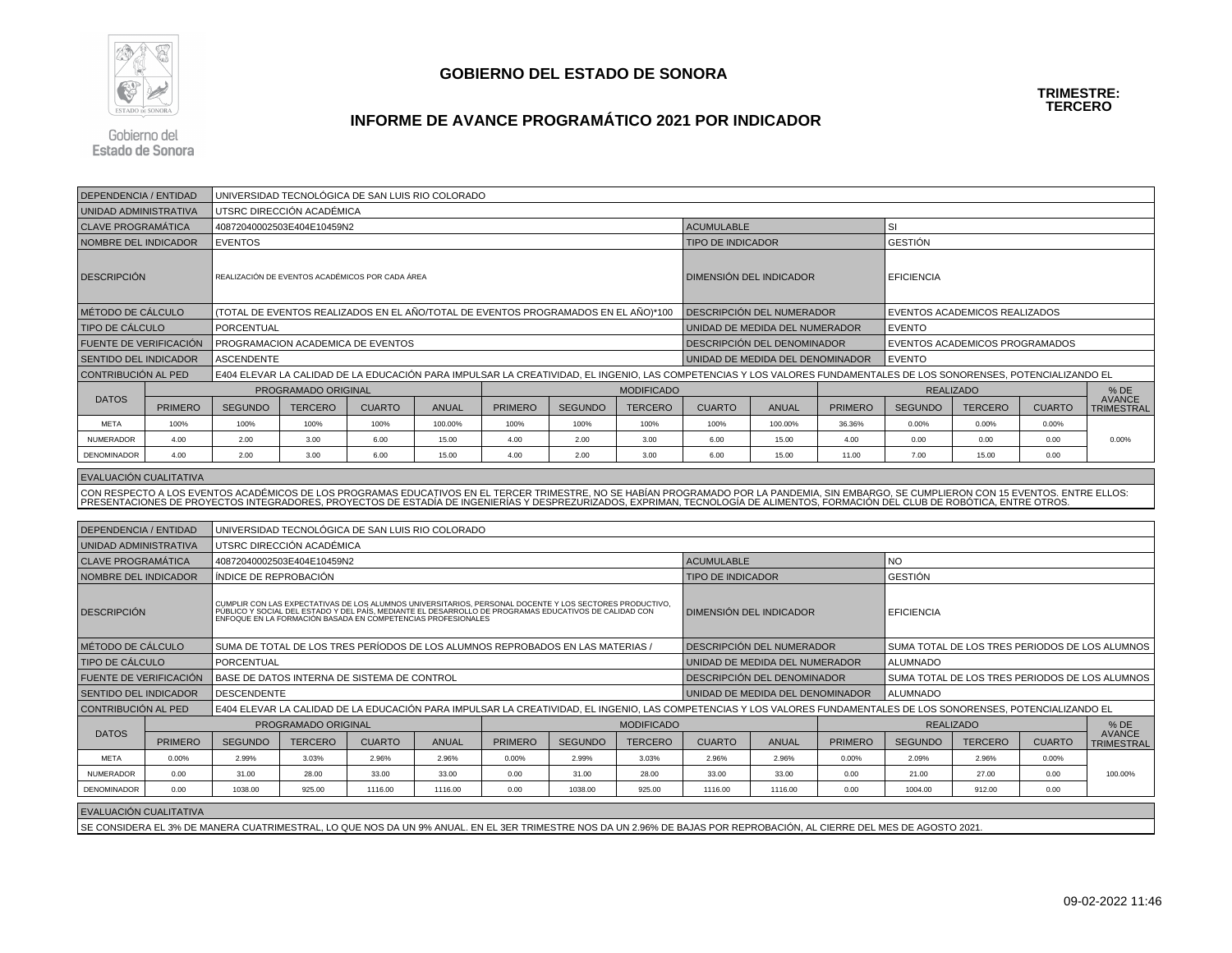# GOBIERNO DEL ESTADO DE SONORA

## INFORME DE AVANCE PROGRAMÁTICO 2021 POR INDICADOR

**TRIMESTRE: TERCERO**

| DEPENDENCIA / ENTIDAD | UNIVERSIDAD TECNOLÓGICA DE SAN LUIS RIO COLORADO | | |
|---|---|---|---|
| UNIDAD ADMINISTRATIVA | UTSRC DIRECCIÓN ACADÉMICA | | |
| CLAVE PROGRAMÁTICA | 40872040002503E404E10459N2 | ACUMULABLE | SI |
| NOMBRE DEL INDICADOR | EVENTOS | TIPO DE INDICADOR | GESTIÓN |
| DESCRIPCIÓN | REALIZACIÓN DE EVENTOS ACADÉMICOS POR CADA ÁREA | DIMENSIÓN DEL INDICADOR | EFICIENCIA |
| MÉTODO DE CÁLCULO | (TOTAL DE EVENTOS REALIZADOS EN EL AÑO/TOTAL DE EVENTOS PROGRAMADOS EN EL AÑO)*100 | DESCRIPCIÓN DEL NUMERADOR | EVENTOS ACADEMICOS REALIZADOS |
| TIPO DE CÁLCULO | PORCENTUAL | UNIDAD DE MEDIDA DEL NUMERADOR | EVENTO |
| FUENTE DE VERIFICACIÓN | PROGRAMACION ACADEMICA DE EVENTOS | DESCRIPCIÓN DEL DENOMINADOR | EVENTOS ACADEMICOS PROGRAMADOS |
| SENTIDO DEL INDICADOR | ASCENDENTE | UNIDAD DE MEDIDA DEL DENOMINADOR | EVENTO |
| CONTRIBUCIÓN AL PED | E404 ELEVAR LA CALIDAD DE LA EDUCACIÓN PARA IMPULSAR LA CREATIVIDAD, EL INGENIO, LAS COMPETENCIAS Y LOS VALORES FUNDAMENTALES DE LOS SONORENSES, POTENCIALIZANDO EL | | |

| DATOS | PROGRAMADO ORIGINAL | | | | | MODIFICADO | | | | | REALIZADO | | | | % DE AVANCE TRIMESTRAL |
|---|---|---|---|---|---|---|---|---|---|---|---|---|---|---|---|
| | PRIMERO | SEGUNDO | TERCERO | CUARTO | ANUAL | PRIMERO | SEGUNDO | TERCERO | CUARTO | ANUAL | PRIMERO | SEGUNDO | TERCERO | CUARTO | |
| META | 100% | 100% | 100% | 100% | 100.00% | 100% | 100% | 100% | 100% | 100.00% | 36.36% | 0.00% | 0.00% | 0.00% | 0.00% |
| NUMERADOR | 4.00 | 2.00 | 3.00 | 6.00 | 15.00 | 4.00 | 2.00 | 3.00 | 6.00 | 15.00 | 4.00 | 0.00 | 0.00 | 0.00 | |
| DENOMINADOR | 4.00 | 2.00 | 3.00 | 6.00 | 15.00 | 4.00 | 2.00 | 3.00 | 6.00 | 15.00 | 11.00 | 7.00 | 15.00 | 0.00 | |

**EVALUACIÓN CUALITATIVA**

CON RESPECTO A LOS EVENTOS ACADÉMICOS DE LOS PROGRAMAS EDUCATIVOS EN EL TERCER TRIMESTRE, NO SE HABÍAN PROGRAMADO POR LA PANDEMIA, SIN EMBARGO, SE CUMPLIERON CON 15 EVENTOS. ENTRE ELLOS: PRESENTACIONES DE PROYECTOS INTEGRADORES, PROYECTOS DE ESTADÍA DE INGENIERÍAS Y DESPREZURIZADOS, EXPRIMAN, TECNOLOGÍA DE ALIMENTOS, FORMACIÓN DEL CLUB DE ROBÓTICA, ENTRE OTROS.

| DEPENDENCIA / ENTIDAD | UNIVERSIDAD TECNOLÓGICA DE SAN LUIS RIO COLORADO | | |
|---|---|---|---|
| UNIDAD ADMINISTRATIVA | UTSRC DIRECCIÓN ACADÉMICA | | |
| CLAVE PROGRAMÁTICA | 40872040002503E404E10459N2 | ACUMULABLE | NO |
| NOMBRE DEL INDICADOR | ÍNDICE DE REPROBACIÓN | TIPO DE INDICADOR | GESTIÓN |
| DESCRIPCIÓN | CUMPLIR CON LAS EXPECTATIVAS DE LOS ALUMNOS UNIVERSITARIOS, PERSONAL DOCENTE Y LOS SECTORES PRODUCTIVO, PÚBLICO Y SOCIAL DEL ESTADO Y DEL PAÍS, MEDIANTE EL DESARROLLO DE PROGRAMAS EDUCATIVOS DE CALIDAD CON ENFOQUE EN LA FORMACIÓN BASADA EN COMPETENCIAS PROFESIONALES | DIMENSIÓN DEL INDICADOR | EFICIENCIA |
| MÉTODO DE CÁLCULO | SUMA DE TOTAL DE LOS TRES PERÍODOS DE LOS ALUMNOS REPROBADOS EN LAS MATERIAS / | DESCRIPCIÓN DEL NUMERADOR | SUMA TOTAL DE LOS TRES PERIODOS DE LOS ALUMNOS |
| TIPO DE CÁLCULO | PORCENTUAL | UNIDAD DE MEDIDA DEL NUMERADOR | ALUMNADO |
| FUENTE DE VERIFICACIÓN | BASE DE DATOS INTERNA DE SISTEMA DE CONTROL | DESCRIPCIÓN DEL DENOMINADOR | SUMA TOTAL DE LOS TRES PERIODOS DE LOS ALUMNOS |
| SENTIDO DEL INDICADOR | DESCENDENTE | UNIDAD DE MEDIDA DEL DENOMINADOR | ALUMNADO |
| CONTRIBUCIÓN AL PED | E404 ELEVAR LA CALIDAD DE LA EDUCACIÓN PARA IMPULSAR LA CREATIVIDAD, EL INGENIO, LAS COMPETENCIAS Y LOS VALORES FUNDAMENTALES DE LOS SONORENSES, POTENCIALIZANDO EL | | |

| DATOS | PROGRAMADO ORIGINAL | | | | | MODIFICADO | | | | | REALIZADO | | | | % DE AVANCE TRIMESTRAL |
|---|---|---|---|---|---|---|---|---|---|---|---|---|---|---|---|
| | PRIMERO | SEGUNDO | TERCERO | CUARTO | ANUAL | PRIMERO | SEGUNDO | TERCERO | CUARTO | ANUAL | PRIMERO | SEGUNDO | TERCERO | CUARTO | |
| META | 0.00% | 2.99% | 3.03% | 2.96% | 2.96% | 0.00% | 2.99% | 3.03% | 2.96% | 2.96% | 0.00% | 2.09% | 2.96% | 0.00% | 100.00% |
| NUMERADOR | 0.00 | 31.00 | 28.00 | 33.00 | 33.00 | 0.00 | 31.00 | 28.00 | 33.00 | 33.00 | 0.00 | 21.00 | 27.00 | 0.00 | |
| DENOMINADOR | 0.00 | 1038.00 | 925.00 | 1116.00 | 1116.00 | 0.00 | 1038.00 | 925.00 | 1116.00 | 1116.00 | 0.00 | 1004.00 | 912.00 | 0.00 | |

**EVALUACIÓN CUALITATIVA**

SE CONSIDERA EL 3% DE MANERA CUATRIMESTRAL, LO QUE NOS DA UN 9% ANUAL. EN EL 3ER TRIMESTRE NOS DA UN 2.96% DE BAJAS POR REPROBACIÓN, AL CIERRE DEL MES DE AGOSTO 2021.

09-02-2022 11:46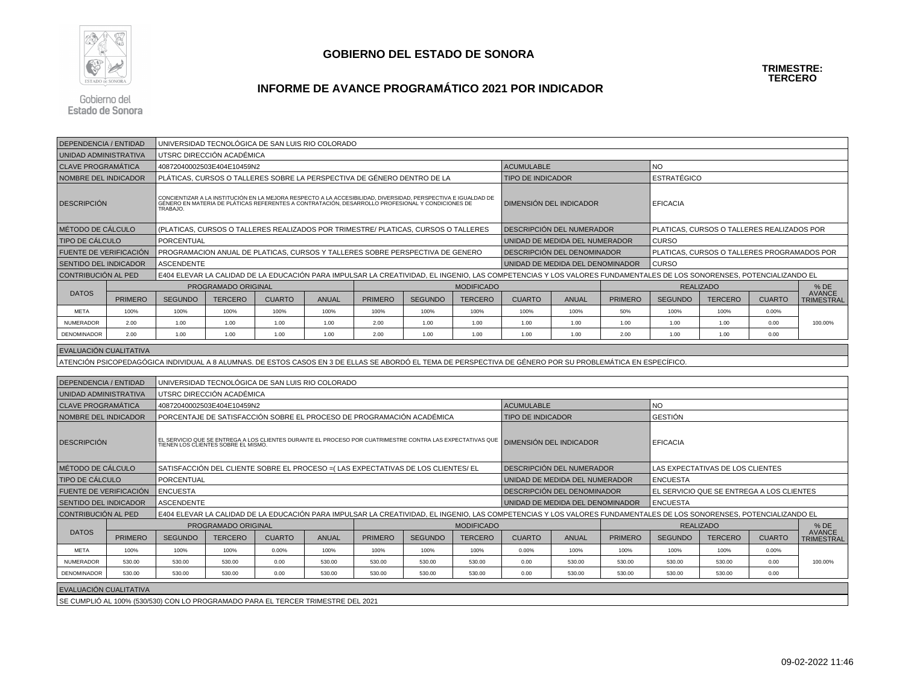# GOBIERNO DEL ESTADO DE SONORA

## INFORME DE AVANCE PROGRAMÁTICO 2021 POR INDICADOR

**TRIMESTRE: TERCERO**

| | | | |
|---|---|---|---|
| DEPENDENCIA / ENTIDAD | UNIVERSIDAD TECNOLÓGICA DE SAN LUIS RIO COLORADO | | |
| UNIDAD ADMINISTRATIVA | UTSRC DIRECCIÓN ACADÉMICA | | |
| CLAVE PROGRAMÁTICA | 40872040002503E404E10459N2 | ACUMULABLE | NO |
| NOMBRE DEL INDICADOR | PLÁTICAS, CURSOS O TALLERES SOBRE LA PERSPECTIVA DE GÉNERO DENTRO DE LA | TIPO DE INDICADOR | ESTRATÉGICO |
| DESCRIPCIÓN | CONCIENTIZAR A LA INSTITUCIÓN EN LA MEJORA RESPECTO A LA ACCESIBILIDAD, DIVERSIDAD, PERSPECTIVA E IGUALDAD DE GÉNERO EN MATERIA DE PLÁTICAS REFERENTES A CONTRATACIÓN, DESARROLLO PROFESIONAL Y CONDICIONES DE TRABAJO. | DIMENSIÓN DEL INDICADOR | EFICACIA |
| MÉTODO DE CÁLCULO | (PLATICAS, CURSOS O TALLERES REALIZADOS POR TRIMESTRE/ PLATICAS, CURSOS O TALLERES | DESCRIPCIÓN DEL NUMERADOR | PLATICAS, CURSOS O TALLERES REALIZADOS POR |
| TIPO DE CÁLCULO | PORCENTUAL | UNIDAD DE MEDIDA DEL NUMERADOR | CURSO |
| FUENTE DE VERIFICACIÓN | PROGRAMACION ANUAL DE PLATICAS, CURSOS Y TALLERES SOBRE PERSPECTIVA DE GENERO | DESCRIPCIÓN DEL DENOMINADOR | PLATICAS, CURSOS O TALLERES PROGRAMADOS POR |
| SENTIDO DEL INDICADOR | ASCENDENTE | UNIDAD DE MEDIDA DEL DENOMINADOR | CURSO |
| CONTRIBUCIÓN AL PED | E404 ELEVAR LA CALIDAD DE LA EDUCACIÓN PARA IMPULSAR LA CREATIVIDAD, EL INGENIO, LAS COMPETENCIAS Y LOS VALORES FUNDAMENTALES DE LOS SONORENSES, POTENCIALIZANDO EL | | |

| DATOS | PROGRAMADO ORIGINAL | | | | | MODIFICADO | | | | | REALIZADO | | | | % DE AVANCE TRIMESTRAL |
|---|---|---|---|---|---|---|---|---|---|---|---|---|---|---|---|
| | PRIMERO | SEGUNDO | TERCERO | CUARTO | ANUAL | PRIMERO | SEGUNDO | TERCERO | CUARTO | ANUAL | PRIMERO | SEGUNDO | TERCERO | CUARTO | |
| META | 100% | 100% | 100% | 100% | 100% | 100% | 100% | 100% | 100% | 100% | 50% | 100% | 100% | 0.00% | 100.00% |
| NUMERADOR | 2.00 | 1.00 | 1.00 | 1.00 | 1.00 | 2.00 | 1.00 | 1.00 | 1.00 | 1.00 | 1.00 | 1.00 | 1.00 | 0.00 | |
| DENOMINADOR | 2.00 | 1.00 | 1.00 | 1.00 | 1.00 | 2.00 | 1.00 | 1.00 | 1.00 | 1.00 | 2.00 | 1.00 | 1.00 | 0.00 | |

**EVALUACIÓN CUALITATIVA**

ATENCIÓN PSICOPEDAGÓGICA INDIVIDUAL A 8 ALUMNAS. DE ESTOS CASOS EN 3 DE ELLAS SE ABORDÓ EL TEMA DE PERSPECTIVA DE GÉNERO POR SU PROBLEMÁTICA EN ESPECÍFICO.

| | | | |
|---|---|---|---|
| DEPENDENCIA / ENTIDAD | UNIVERSIDAD TECNOLÓGICA DE SAN LUIS RIO COLORADO | | |
| UNIDAD ADMINISTRATIVA | UTSRC DIRECCIÓN ACADÉMICA | | |
| CLAVE PROGRAMÁTICA | 40872040002503E404E10459N2 | ACUMULABLE | NO |
| NOMBRE DEL INDICADOR | PORCENTAJE DE SATISFACCIÓN SOBRE EL PROCESO DE PROGRAMACIÓN ACADÉMICA | TIPO DE INDICADOR | GESTIÓN |
| DESCRIPCIÓN | EL SERVICIO QUE SE ENTREGA A LOS CLIENTES DURANTE EL PROCESO POR CUATRIMESTRE CONTRA LAS EXPECTATIVAS QUE TIENEN LOS CLIENTES SOBRE EL MISMO. | DIMENSIÓN DEL INDICADOR | EFICACIA |
| MÉTODO DE CÁLCULO | SATISFACCIÓN DEL CLIENTE SOBRE EL PROCESO =( LAS EXPECTATIVAS DE LOS CLIENTES/ EL | DESCRIPCIÓN DEL NUMERADOR | LAS EXPECTATIVAS DE LOS CLIENTES |
| TIPO DE CÁLCULO | PORCENTUAL | UNIDAD DE MEDIDA DEL NUMERADOR | ENCUESTA |
| FUENTE DE VERIFICACIÓN | ENCUESTA | DESCRIPCIÓN DEL DENOMINADOR | EL SERVICIO QUE SE ENTREGA A LOS CLIENTES |
| SENTIDO DEL INDICADOR | ASCENDENTE | UNIDAD DE MEDIDA DEL DENOMINADOR | ENCUESTA |
| CONTRIBUCIÓN AL PED | E404 ELEVAR LA CALIDAD DE LA EDUCACIÓN PARA IMPULSAR LA CREATIVIDAD, EL INGENIO, LAS COMPETENCIAS Y LOS VALORES FUNDAMENTALES DE LOS SONORENSES, POTENCIALIZANDO EL | | |

| DATOS | PROGRAMADO ORIGINAL | | | | | MODIFICADO | | | | | REALIZADO | | | | % DE AVANCE TRIMESTRAL |
|---|---|---|---|---|---|---|---|---|---|---|---|---|---|---|---|
| | PRIMERO | SEGUNDO | TERCERO | CUARTO | ANUAL | PRIMERO | SEGUNDO | TERCERO | CUARTO | ANUAL | PRIMERO | SEGUNDO | TERCERO | CUARTO | |
| META | 100% | 100% | 100% | 0.00% | 100% | 100% | 100% | 100% | 0.00% | 100% | 100% | 100% | 100% | 0.00% | 100.00% |
| NUMERADOR | 530.00 | 530.00 | 530.00 | 0.00 | 530.00 | 530.00 | 530.00 | 530.00 | 0.00 | 530.00 | 530.00 | 530.00 | 530.00 | 0.00 | |
| DENOMINADOR | 530.00 | 530.00 | 530.00 | 0.00 | 530.00 | 530.00 | 530.00 | 530.00 | 0.00 | 530.00 | 530.00 | 530.00 | 530.00 | 0.00 | |

**EVALUACIÓN CUALITATIVA**

SE CUMPLIÓ AL 100% (530/530) CON LO PROGRAMADO PARA EL TERCER TRIMESTRE DEL 2021

09-02-2022 11:46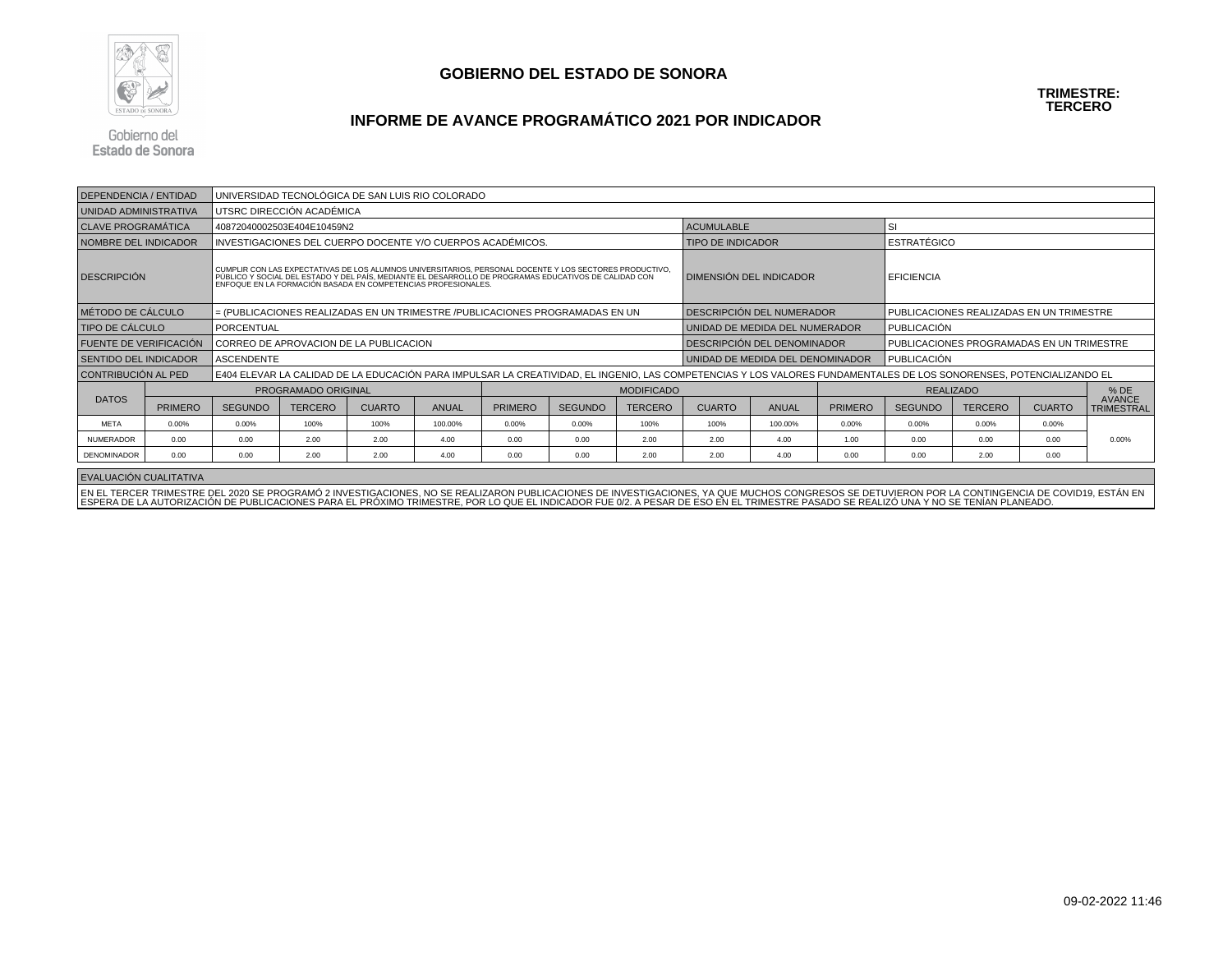# GOBIERNO DEL ESTADO DE SONORA

**TRIMESTRE: TERCERO**

## INFORME DE AVANCE PROGRAMÁTICO 2021 POR INDICADOR

| | | | |
|---|---|---|---|
| DEPENDENCIA / ENTIDAD | UNIVERSIDAD TECNOLÓGICA DE SAN LUIS RIO COLORADO | | |
| UNIDAD ADMINISTRATIVA | UTSRC DIRECCIÓN ACADÉMICA | | |
| CLAVE PROGRAMÁTICA | 40872040002503E404E10459N2 | ACUMULABLE | SI |
| NOMBRE DEL INDICADOR | INVESTIGACIONES DEL CUERPO DOCENTE Y/O CUERPOS ACADÉMICOS. | TIPO DE INDICADOR | ESTRATÉGICO |
| DESCRIPCIÓN | CUMPLIR CON LAS EXPECTATIVAS DE LOS ALUMNOS UNIVERSITARIOS, PERSONAL DOCENTE Y LOS SECTORES PRODUCTIVO, PÚBLICO Y SOCIAL DEL ESTADO Y DEL PAÍS, MEDIANTE EL DESARROLLO DE PROGRAMAS EDUCATIVOS DE CALIDAD CON ENFOQUE EN LA FORMACIÓN BASADA EN COMPETENCIAS PROFESIONALES. | DIMENSIÓN DEL INDICADOR | EFICIENCIA |
| MÉTODO DE CÁLCULO | = (PUBLICACIONES REALIZADAS EN UN TRIMESTRE /PUBLICACIONES PROGRAMADAS EN UN | DESCRIPCIÓN DEL NUMERADOR | PUBLICACIONES REALIZADAS EN UN TRIMESTRE |
| TIPO DE CÁLCULO | PORCENTUAL | UNIDAD DE MEDIDA DEL NUMERADOR | PUBLICACIÓN |
| FUENTE DE VERIFICACIÓN | CORREO DE APROVACION DE LA PUBLICACION | DESCRIPCIÓN DEL DENOMINADOR | PUBLICACIONES PROGRAMADAS EN UN TRIMESTRE |
| SENTIDO DEL INDICADOR | ASCENDENTE | UNIDAD DE MEDIDA DEL DENOMINADOR | PUBLICACIÓN |
| CONTRIBUCIÓN AL PED | E404 ELEVAR LA CALIDAD DE LA EDUCACIÓN PARA IMPULSAR LA CREATIVIDAD, EL INGENIO, LAS COMPETENCIAS Y LOS VALORES FUNDAMENTALES DE LOS SONORENSES, POTENCIALIZANDO EL | | |

| DATOS | PROGRAMADO ORIGINAL | | | | | MODIFICADO | | | | | REALIZADO | | | | % DE AVANCE TRIMESTRAL |
|---|---|---|---|---|---|---|---|---|---|---|---|---|---|---|---|
| | PRIMERO | SEGUNDO | TERCERO | CUARTO | ANUAL | PRIMERO | SEGUNDO | TERCERO | CUARTO | ANUAL | PRIMERO | SEGUNDO | TERCERO | CUARTO | |
| META | 0.00% | 0.00% | 100% | 100% | 100.00% | 0.00% | 0.00% | 100% | 100% | 100.00% | 0.00% | 0.00% | 0.00% | 0.00% | 0.00% |
| NUMERADOR | 0.00 | 0.00 | 2.00 | 2.00 | 4.00 | 0.00 | 0.00 | 2.00 | 2.00 | 4.00 | 1.00 | 0.00 | 0.00 | 0.00 | |
| DENOMINADOR | 0.00 | 0.00 | 2.00 | 2.00 | 4.00 | 0.00 | 0.00 | 2.00 | 2.00 | 4.00 | 0.00 | 0.00 | 2.00 | 0.00 | |

**EVALUACIÓN CUALITATIVA**

EN EL TERCER TRIMESTRE DEL 2020 SE PROGRAMÓ 2 INVESTIGACIONES, NO SE REALIZARON PUBLICACIONES DE INVESTIGACIONES, YA QUE MUCHOS CONGRESOS SE DETUVIERON POR LA CONTINGENCIA DE COVID19, ESTÁN EN ESPERA DE LA AUTORIZACIÓN DE PUBLICACIONES PARA EL PRÓXIMO TRIMESTRE, POR LO QUE EL INDICADOR FUE 0/2. A PESAR DE ESO EN EL TRIMESTRE PASADO SE REALIZÓ UNA Y NO SE TENÍAN PLANEADO.

09-02-2022 11:46